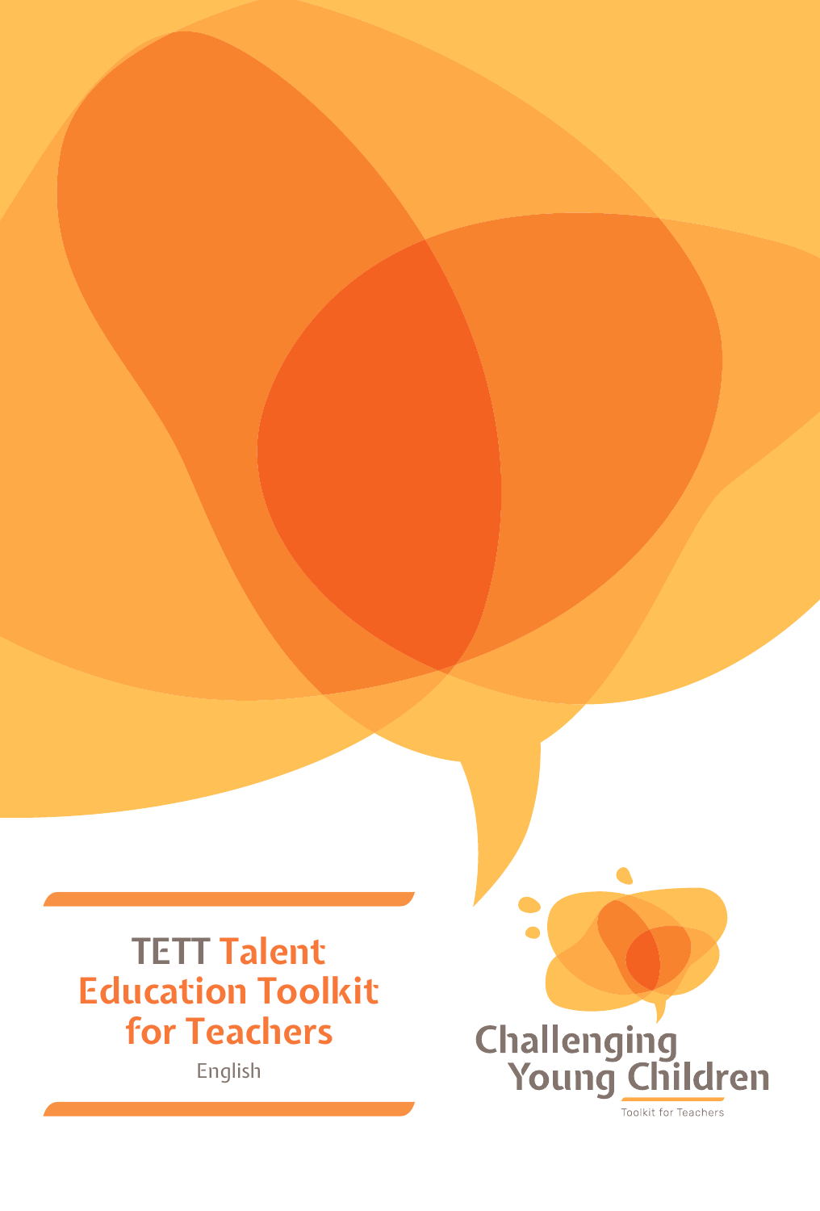# TETT Talent Education Toolkit for Teachers

English

Challenging Young Children

Toolkit for Teachers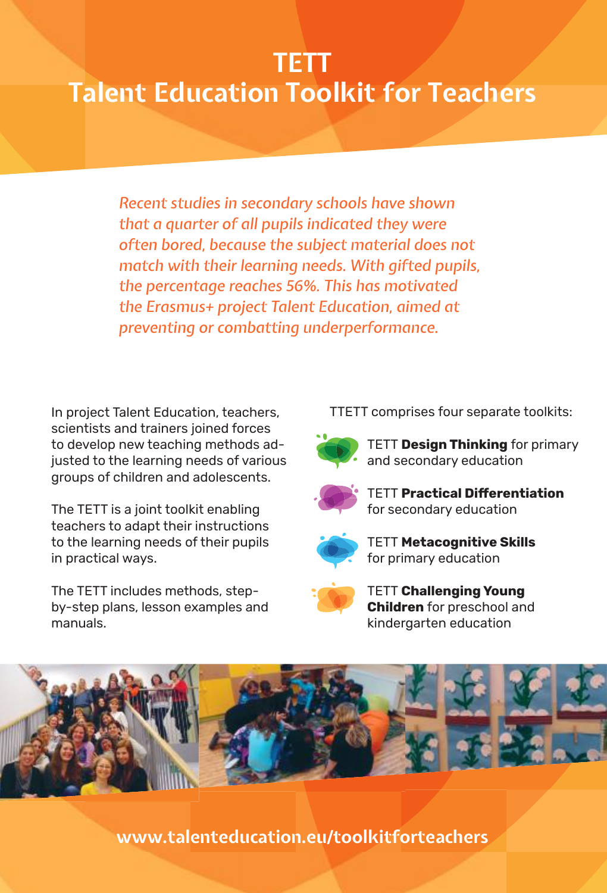# TETT
# Talent Education Toolkit for Teachers

*Recent studies in secondary schools have shown that a quarter of all pupils indicated they were often bored, because the subject material does not match with their learning needs. With gifted pupils, the percentage reaches 56%. This has motivated the Erasmus+ project Talent Education, aimed at preventing or combatting underperformance.*

In project Talent Education, teachers, scientists and trainers joined forces to develop new teaching methods adjusted to the learning needs of various groups of children and adolescents.

The TETT is a joint toolkit enabling teachers to adapt their instructions to the learning needs of their pupils in practical ways.

The TETT includes methods, step-by-step plans, lesson examples and manuals.

TTETT comprises four separate toolkits:

- TETT **Design Thinking** for primary and secondary education
- TETT **Practical Differentiation** for secondary education
- TETT **Metacognitive Skills** for primary education
- TETT **Challenging Young Children** for preschool and kindergarten education

www.talenteducation.eu/toolkitforteachers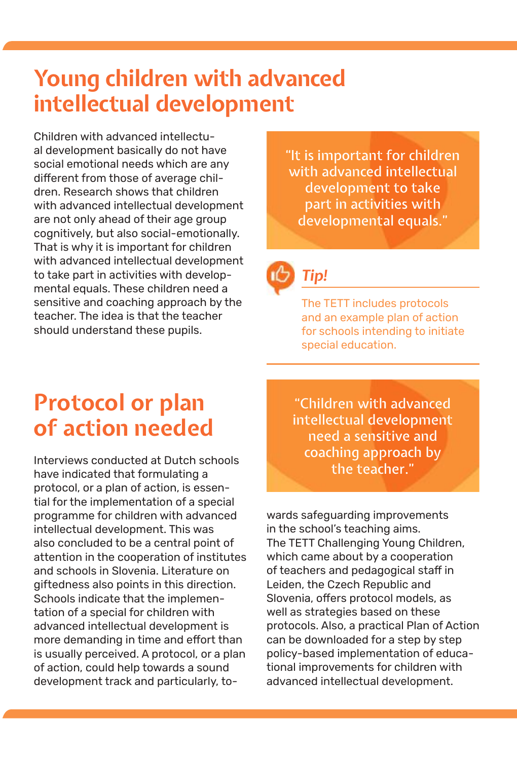# Young children with advanced intellectual development

Children with advanced intellectual development basically do not have social emotional needs which are any different from those of average children. Research shows that children with advanced intellectual development are not only ahead of their age group cognitively, but also social-emotionally. That is why it is important for children with advanced intellectual development to take part in activities with developmental equals. These children need a sensitive and coaching approach by the teacher. The idea is that the teacher should understand these pupils.

> "It is important for children with advanced intellectual development to take part in activities with developmental equals."

*Tip!*

The TETT includes protocols and an example plan of action for schools intending to initiate special education.

# Protocol or plan of action needed

Interviews conducted at Dutch schools have indicated that formulating a protocol, or a plan of action, is essential for the implementation of a special programme for children with advanced intellectual development. This was also concluded to be a central point of attention in the cooperation of institutes and schools in Slovenia. Literature on giftedness also points in this direction. Schools indicate that the implementation of a special for children with advanced intellectual development is more demanding in time and effort than is usually perceived. A protocol, or a plan of action, could help towards a sound development track and particularly, towards safeguarding improvements in the school's teaching aims.

> "Children with advanced intellectual development need a sensitive and coaching approach by the teacher."

The TETT Challenging Young Children, which came about by a cooperation of teachers and pedagogical staff in Leiden, the Czech Republic and Slovenia, offers protocol models, as well as strategies based on these protocols. Also, a practical Plan of Action can be downloaded for a step by step policy-based implementation of educational improvements for children with advanced intellectual development.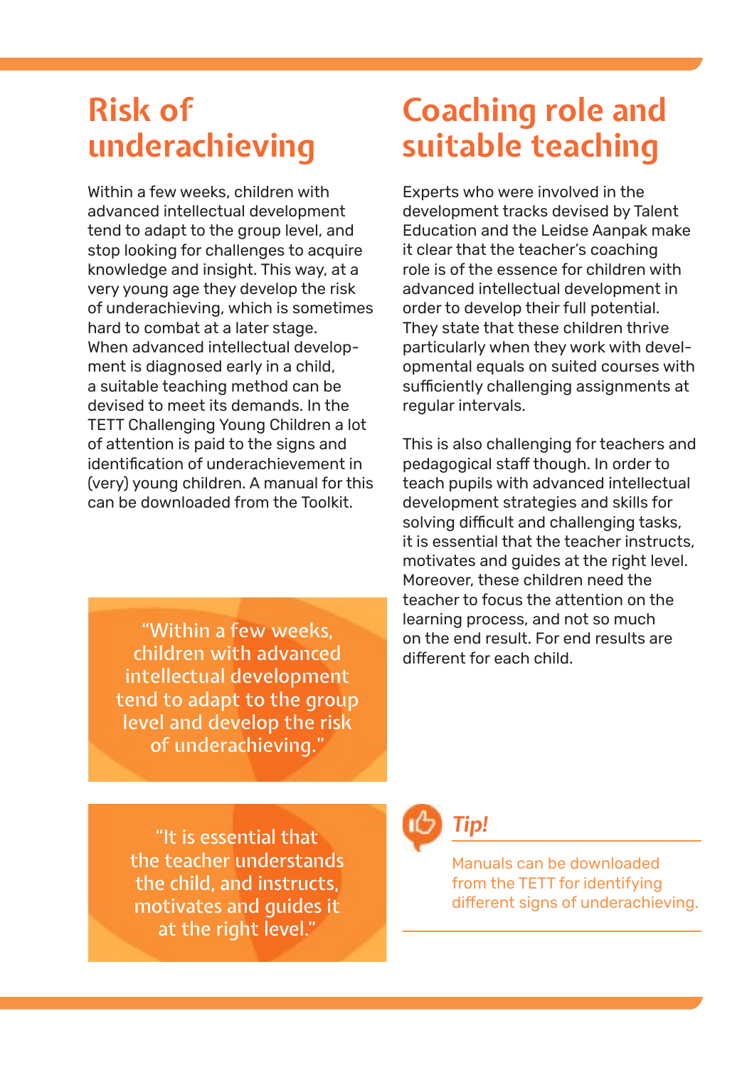## Risk of underachieving

Within a few weeks, children with advanced intellectual development tend to adapt to the group level, and stop looking for challenges to acquire knowledge and insight. This way, at a very young age they develop the risk of underachieving, which is sometimes hard to combat at a later stage. When advanced intellectual development is diagnosed early in a child, a suitable teaching method can be devised to meet its demands. In the TETT Challenging Young Children a lot of attention is paid to the signs and identification of underachievement in (very) young children. A manual for this can be downloaded from the Toolkit.

> "Within a few weeks, children with advanced intellectual development tend to adapt to the group level and develop the risk of underachieving."

> "It is essential that the teacher understands the child, and instructs, motivates and guides it at the right level."

## Coaching role and suitable teaching

Experts who were involved in the development tracks devised by Talent Education and the Leidse Aanpak make it clear that the teacher's coaching role is of the essence for children with advanced intellectual development in order to develop their full potential. They state that these children thrive particularly when they work with developmental equals on suited courses with sufficiently challenging assignments at regular intervals.

This is also challenging for teachers and pedagogical staff though. In order to teach pupils with advanced intellectual development strategies and skills for solving difficult and challenging tasks, it is essential that the teacher instructs, motivates and guides at the right level. Moreover, these children need the teacher to focus the attention on the learning process, and not so much on the end result. For end results are different for each child.

### *Tip!*

Manuals can be downloaded from the TETT for identifying different signs of underachieving.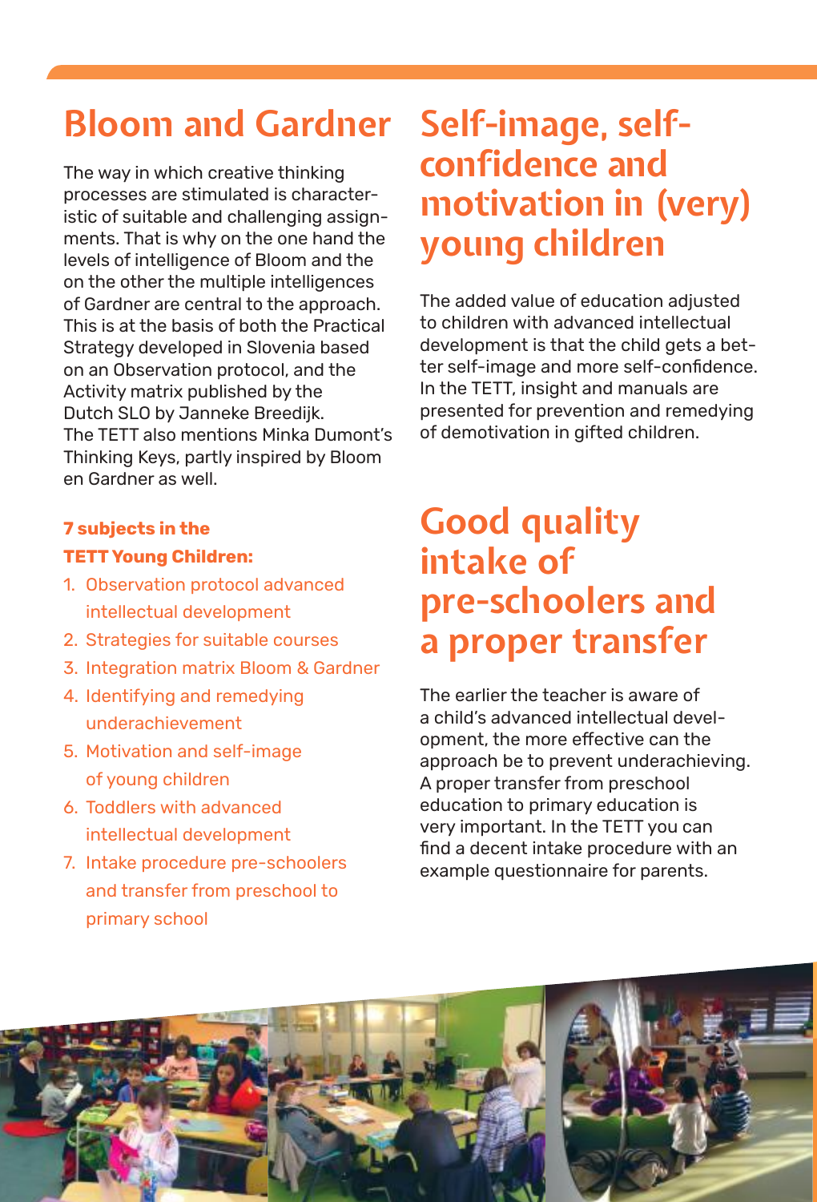## Bloom and Gardner

The way in which creative thinking processes are stimulated is characteristic of suitable and challenging assignments. That is why on the one hand the levels of intelligence of Bloom and the on the other the multiple intelligences of Gardner are central to the approach. This is at the basis of both the Practical Strategy developed in Slovenia based on an Observation protocol, and the Activity matrix published by the Dutch SLO by Janneke Breedijk. The TETT also mentions Minka Dumont's Thinking Keys, partly inspired by Bloom en Gardner as well.

**7 subjects in the TETT Young Children:**

1. Observation protocol advanced intellectual development
2. Strategies for suitable courses
3. Integration matrix Bloom & Gardner
4. Identifying and remedying underachievement
5. Motivation and self-image of young children
6. Toddlers with advanced intellectual development
7. Intake procedure pre-schoolers and transfer from preschool to primary school

## Self-image, self-confidence and motivation in (very) young children

The added value of education adjusted to children with advanced intellectual development is that the child gets a better self-image and more self-confidence. In the TETT, insight and manuals are presented for prevention and remedying of demotivation in gifted children.

## Good quality intake of pre-schoolers and a proper transfer

The earlier the teacher is aware of a child's advanced intellectual development, the more effective can the approach be to prevent underachieving. A proper transfer from preschool education to primary education is very important. In the TETT you can find a decent intake procedure with an example questionnaire for parents.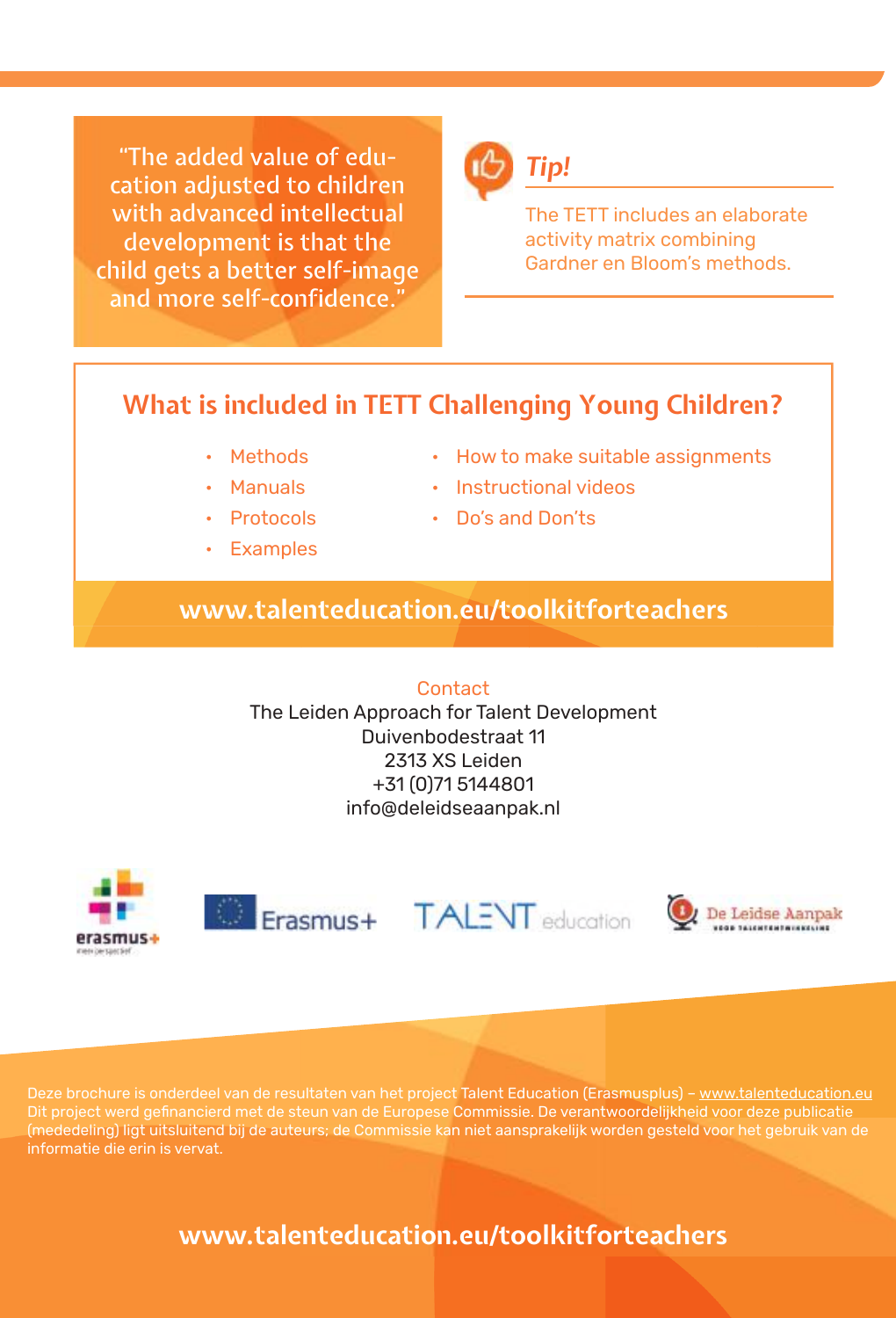"The added value of education adjusted to children with advanced intellectual development is that the child gets a better self-image and more self-confidence."

*Tip!*

The TETT includes an elaborate activity matrix combining Gardner en Bloom's methods.

## What is included in TETT Challenging Young Children?

- Methods
- Manuals
- Protocols
- Examples
- How to make suitable assignments
- Instructional videos
- Do's and Don'ts

**www.talenteducation.eu/toolkitforteachers**

Contact
The Leiden Approach for Talent Development
Duivenbodestraat 11
2313 XS Leiden
+31 (0)71 5144801
info@deleidseaanpak.nl

erasmus+
Erasmus+
TALENT education
De Leidse Aanpak voor talentontwikkeling

Deze brochure is onderdeel van de resultaten van het project Talent Education (Erasmusplus) – www.talenteducation.eu
Dit project werd gefinancierd met de steun van de Europese Commissie. De verantwoordelijkheid voor deze publicatie (mededeling) ligt uitsluitend bij de auteurs; de Commissie kan niet aansprakelijk worden gesteld voor het gebruik van de informatie die erin is vervat.

**www.talenteducation.eu/toolkitforteachers**